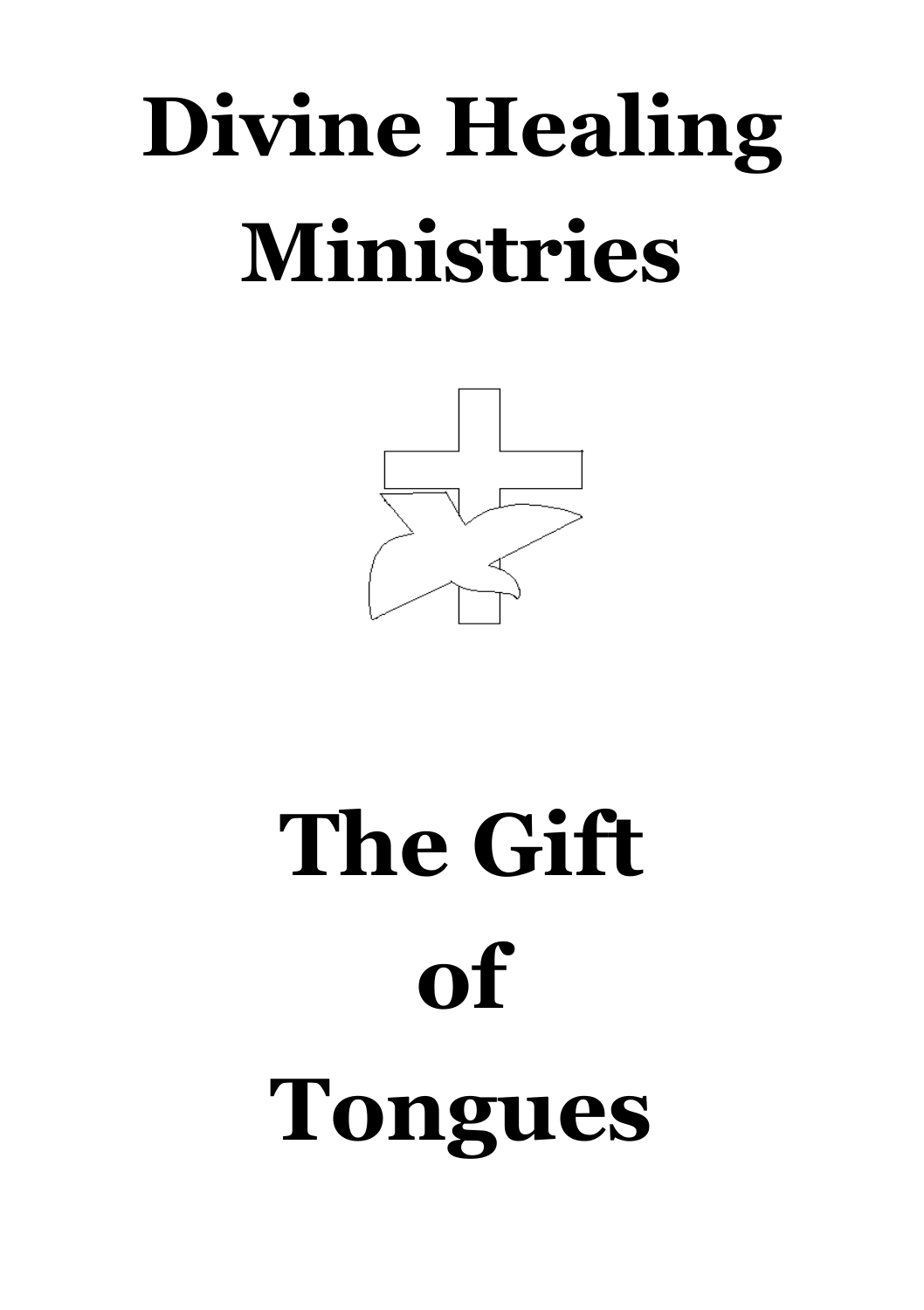# Divine Healing Ministries

# The Gift of Tongues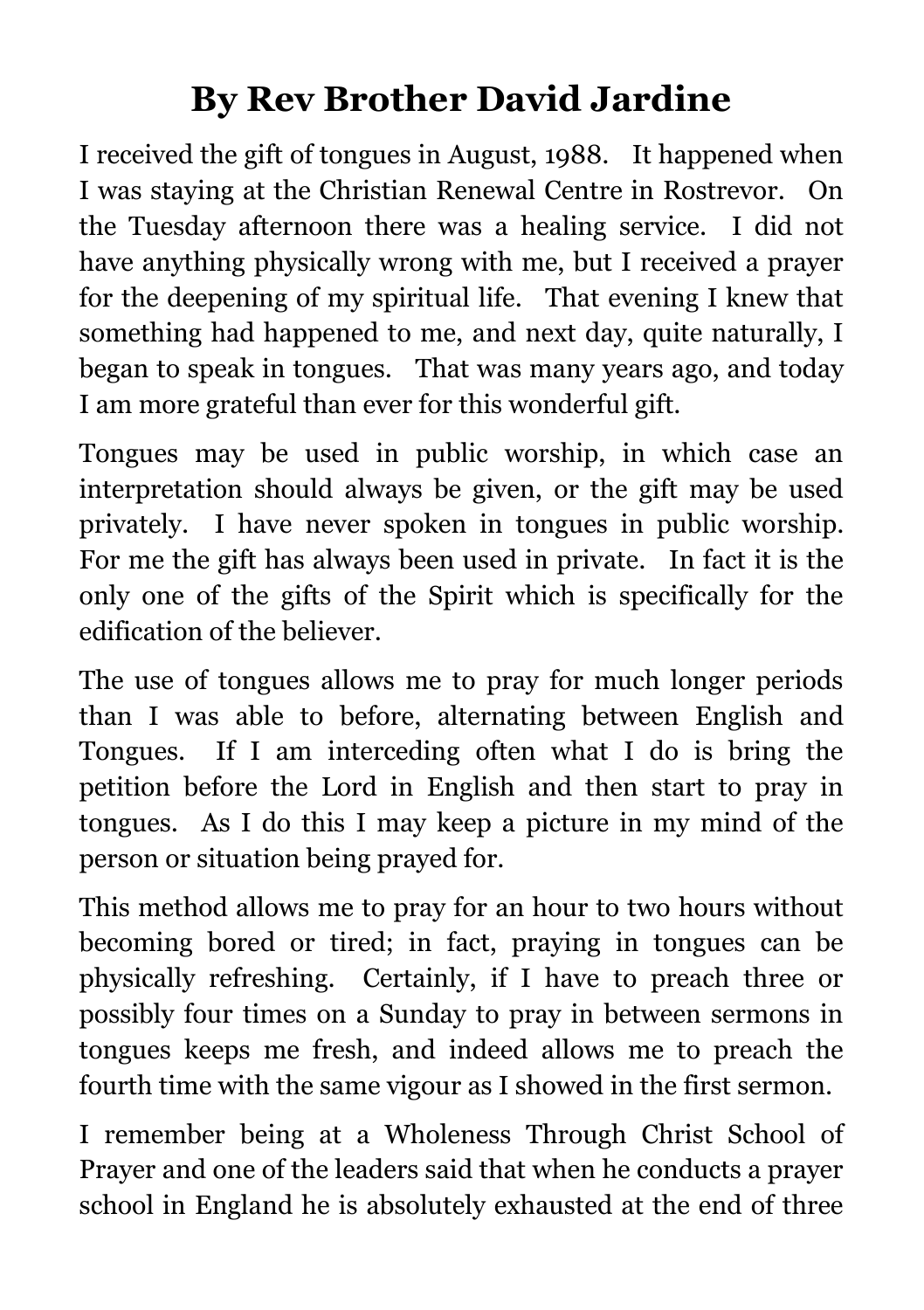# By Rev Brother David Jardine

I received the gift of tongues in August, 1988. It happened when I was staying at the Christian Renewal Centre in Rostrevor. On the Tuesday afternoon there was a healing service. I did not have anything physically wrong with me, but I received a prayer for the deepening of my spiritual life. That evening I knew that something had happened to me, and next day, quite naturally, I began to speak in tongues. That was many years ago, and today I am more grateful than ever for this wonderful gift.

Tongues may be used in public worship, in which case an interpretation should always be given, or the gift may be used privately. I have never spoken in tongues in public worship. For me the gift has always been used in private. In fact it is the only one of the gifts of the Spirit which is specifically for the edification of the believer.

The use of tongues allows me to pray for much longer periods than I was able to before, alternating between English and Tongues. If I am interceding often what I do is bring the petition before the Lord in English and then start to pray in tongues. As I do this I may keep a picture in my mind of the person or situation being prayed for.

This method allows me to pray for an hour to two hours without becoming bored or tired; in fact, praying in tongues can be physically refreshing. Certainly, if I have to preach three or possibly four times on a Sunday to pray in between sermons in tongues keeps me fresh, and indeed allows me to preach the fourth time with the same vigour as I showed in the first sermon.

I remember being at a Wholeness Through Christ School of Prayer and one of the leaders said that when he conducts a prayer school in England he is absolutely exhausted at the end of three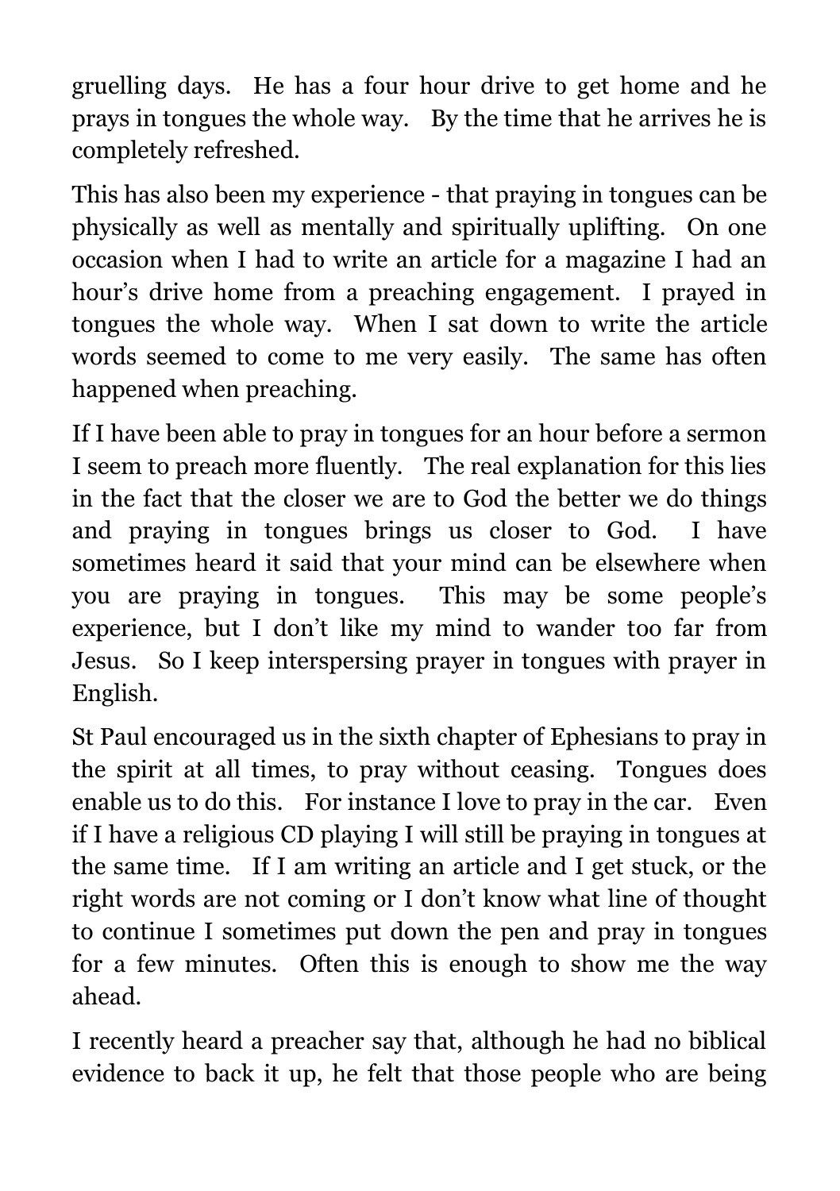gruelling days. He has a four hour drive to get home and he prays in tongues the whole way. By the time that he arrives he is completely refreshed.

This has also been my experience - that praying in tongues can be physically as well as mentally and spiritually uplifting. On one occasion when I had to write an article for a magazine I had an hour's drive home from a preaching engagement. I prayed in tongues the whole way. When I sat down to write the article words seemed to come to me very easily. The same has often happened when preaching.

If I have been able to pray in tongues for an hour before a sermon I seem to preach more fluently. The real explanation for this lies in the fact that the closer we are to God the better we do things and praying in tongues brings us closer to God. I have sometimes heard it said that your mind can be elsewhere when you are praying in tongues. This may be some people's experience, but I don't like my mind to wander too far from Jesus. So I keep interspersing prayer in tongues with prayer in English.

St Paul encouraged us in the sixth chapter of Ephesians to pray in the spirit at all times, to pray without ceasing. Tongues does enable us to do this. For instance I love to pray in the car. Even if I have a religious CD playing I will still be praying in tongues at the same time. If I am writing an article and I get stuck, or the right words are not coming or I don't know what line of thought to continue I sometimes put down the pen and pray in tongues for a few minutes. Often this is enough to show me the way ahead.

I recently heard a preacher say that, although he had no biblical evidence to back it up, he felt that those people who are being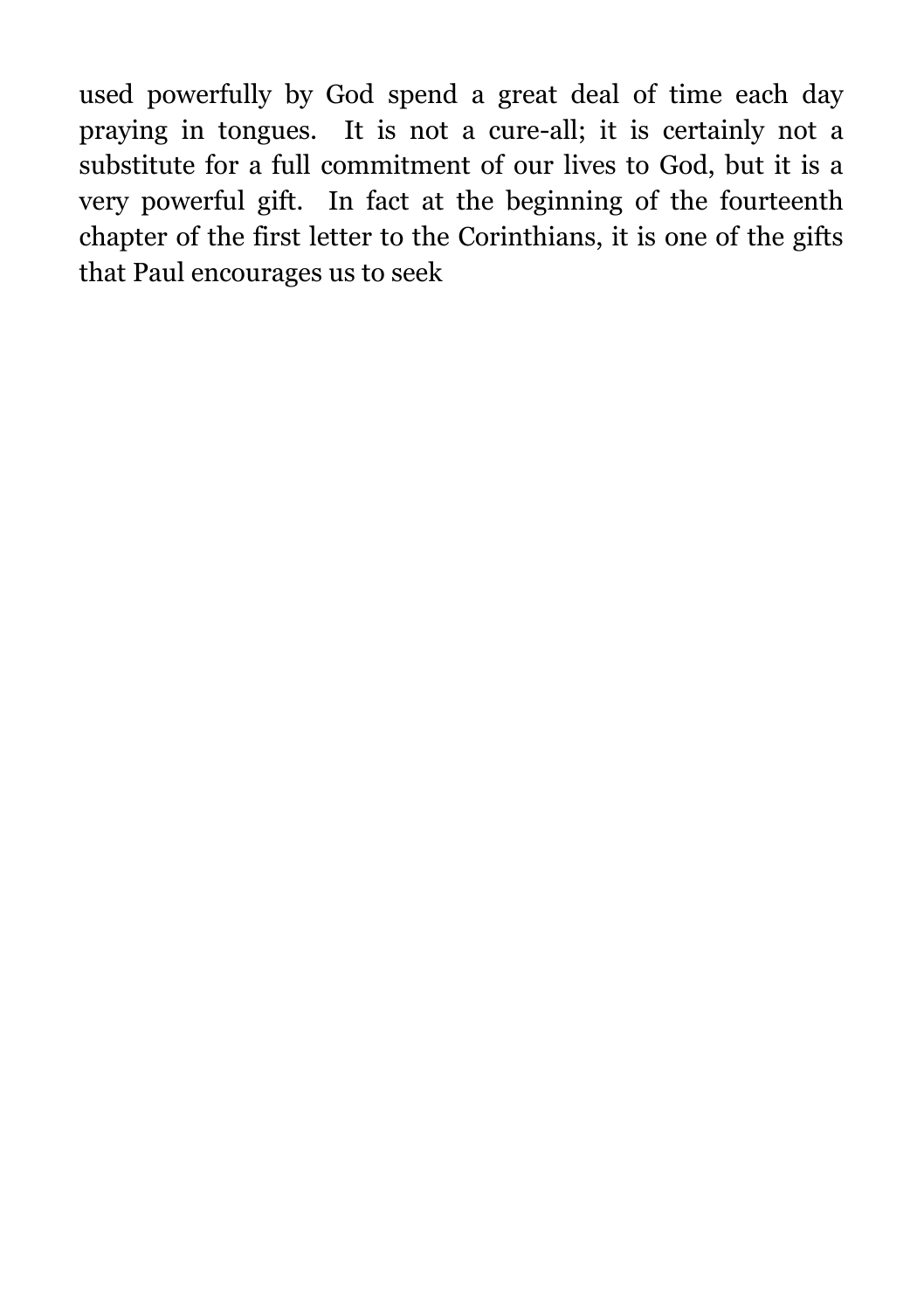used powerfully by God spend a great deal of time each day praying in tongues. It is not a cure-all; it is certainly not a substitute for a full commitment of our lives to God, but it is a very powerful gift. In fact at the beginning of the fourteenth chapter of the first letter to the Corinthians, it is one of the gifts that Paul encourages us to seek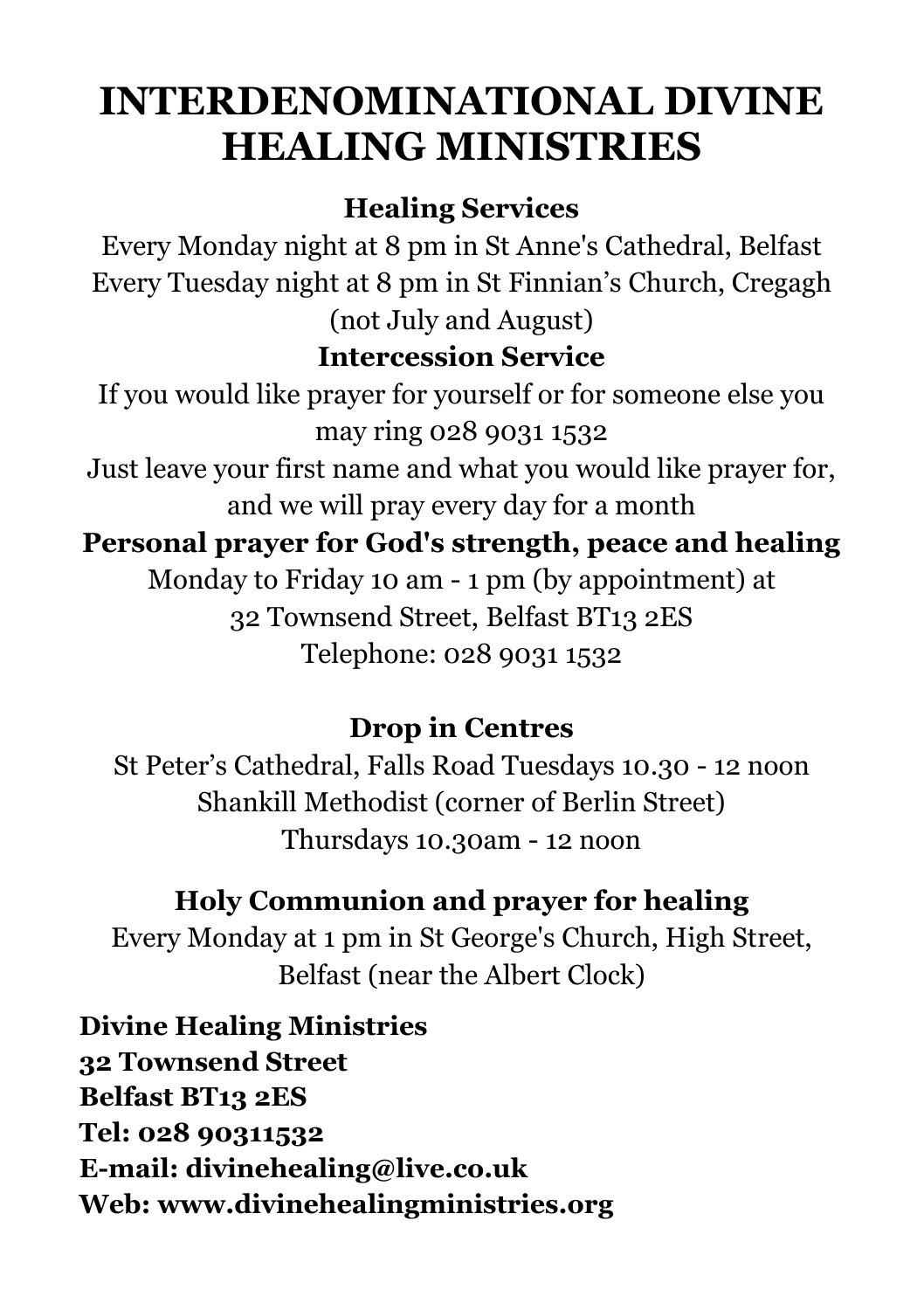# INTERDENOMINATIONAL DIVINE HEALING MINISTRIES

**Healing Services**

Every Monday night at 8 pm in St Anne's Cathedral, Belfast
Every Tuesday night at 8 pm in St Finnian's Church, Cregagh (not July and August)

**Intercession Service**

If you would like prayer for yourself or for someone else you may ring 028 9031 1532
Just leave your first name and what you would like prayer for, and we will pray every day for a month

**Personal prayer for God's strength, peace and healing**

Monday to Friday 10 am - 1 pm (by appointment) at
32 Townsend Street, Belfast BT13 2ES
Telephone: 028 9031 1532

**Drop in Centres**

St Peter's Cathedral, Falls Road Tuesdays 10.30 - 12 noon
Shankill Methodist (corner of Berlin Street)
Thursdays 10.30am - 12 noon

**Holy Communion and prayer for healing**

Every Monday at 1 pm in St George's Church, High Street, Belfast (near the Albert Clock)

**Divine Healing Ministries**
**32 Townsend Street**
**Belfast BT13 2ES**
**Tel: 028 90311532**
**E-mail: divinehealing@live.co.uk**
**Web: www.divinehealingministries.org**